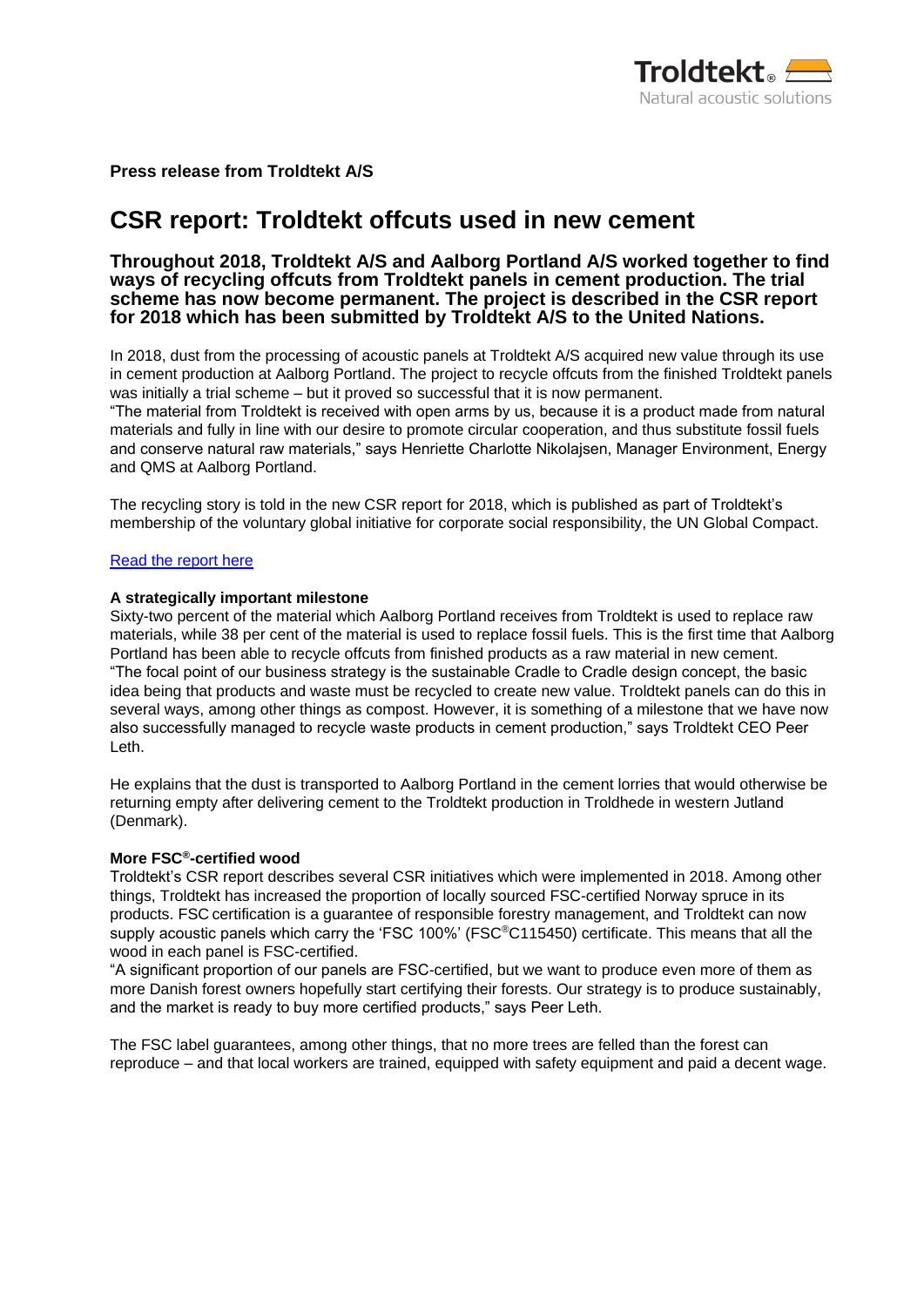**Press release from Troldtekt A/S**

# CSR report: Troldtekt offcuts used in new cement

## Throughout 2018, Troldtekt A/S and Aalborg Portland A/S worked together to find ways of recycling offcuts from Troldtekt panels in cement production. The trial scheme has now become permanent. The project is described in the CSR report for 2018 which has been submitted by Troldtekt A/S to the United Nations.

In 2018, dust from the processing of acoustic panels at Troldtekt A/S acquired new value through its use in cement production at Aalborg Portland. The project to recycle offcuts from the finished Troldtekt panels was initially a trial scheme – but it proved so successful that it is now permanent.
"The material from Troldtekt is received with open arms by us, because it is a product made from natural materials and fully in line with our desire to promote circular cooperation, and thus substitute fossil fuels and conserve natural raw materials," says Henriette Charlotte Nikolajsen, Manager Environment, Energy and QMS at Aalborg Portland.

The recycling story is told in the new CSR report for 2018, which is published as part of Troldtekt's membership of the voluntary global initiative for corporate social responsibility, the UN Global Compact.

Read the report here

**A strategically important milestone**
Sixty-two percent of the material which Aalborg Portland receives from Troldtekt is used to replace raw materials, while 38 per cent of the material is used to replace fossil fuels. This is the first time that Aalborg Portland has been able to recycle offcuts from finished products as a raw material in new cement.
"The focal point of our business strategy is the sustainable Cradle to Cradle design concept, the basic idea being that products and waste must be recycled to create new value. Troldtekt panels can do this in several ways, among other things as compost. However, it is something of a milestone that we have now also successfully managed to recycle waste products in cement production," says Troldtekt CEO Peer Leth.

He explains that the dust is transported to Aalborg Portland in the cement lorries that would otherwise be returning empty after delivering cement to the Troldtekt production in Troldhede in western Jutland (Denmark).

**More FSC®-certified wood**
Troldtekt's CSR report describes several CSR initiatives which were implemented in 2018. Among other things, Troldtekt has increased the proportion of locally sourced FSC-certified Norway spruce in its products. FSC certification is a guarantee of responsible forestry management, and Troldtekt can now supply acoustic panels which carry the 'FSC 100%' (FSC®C115450) certificate. This means that all the wood in each panel is FSC-certified.
"A significant proportion of our panels are FSC-certified, but we want to produce even more of them as more Danish forest owners hopefully start certifying their forests. Our strategy is to produce sustainably, and the market is ready to buy more certified products," says Peer Leth.

The FSC label guarantees, among other things, that no more trees are felled than the forest can reproduce – and that local workers are trained, equipped with safety equipment and paid a decent wage.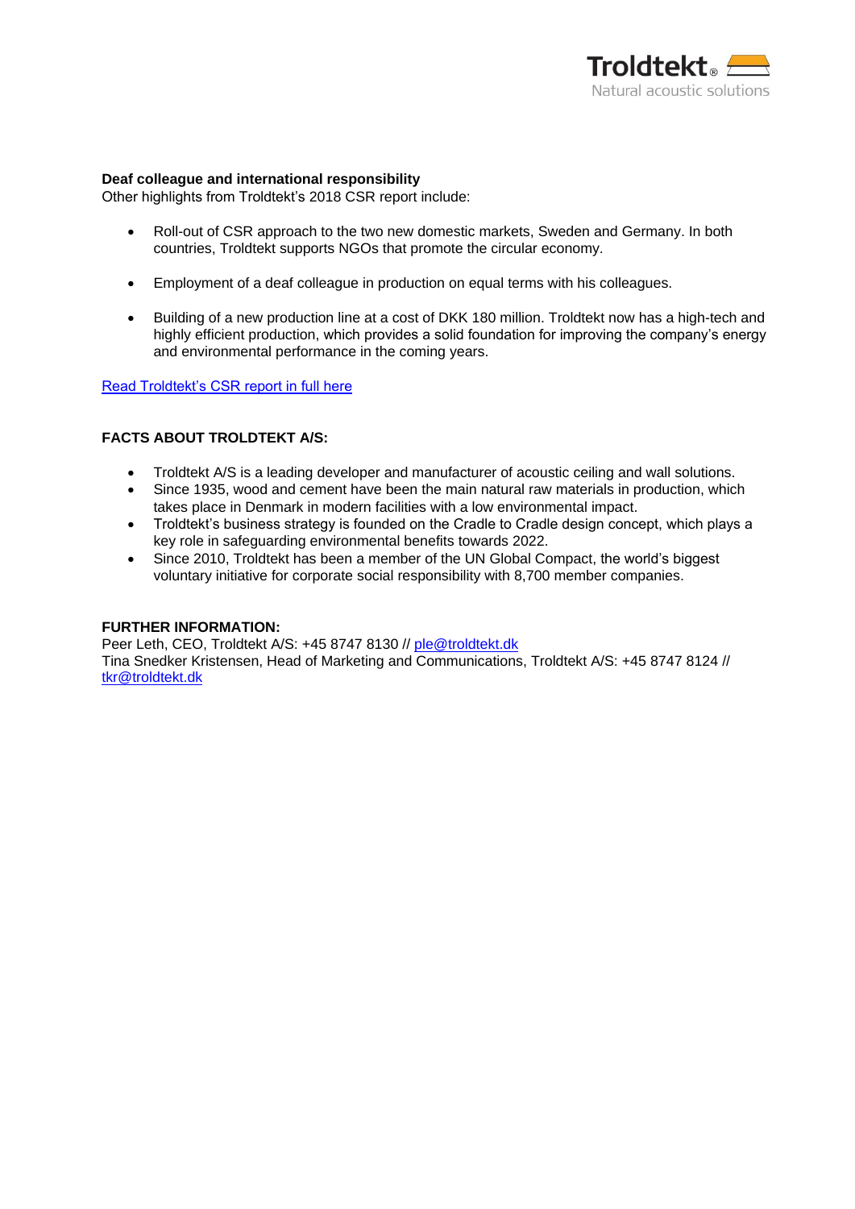**Deaf colleague and international responsibility**

Other highlights from Troldtekt's 2018 CSR report include:

- Roll-out of CSR approach to the two new domestic markets, Sweden and Germany. In both countries, Troldtekt supports NGOs that promote the circular economy.

- Employment of a deaf colleague in production on equal terms with his colleagues.

- Building of a new production line at a cost of DKK 180 million. Troldtekt now has a high-tech and highly efficient production, which provides a solid foundation for improving the company's energy and environmental performance in the coming years.

Read Troldtekt's CSR report in full here

**FACTS ABOUT TROLDTEKT A/S:**

- Troldtekt A/S is a leading developer and manufacturer of acoustic ceiling and wall solutions.
- Since 1935, wood and cement have been the main natural raw materials in production, which takes place in Denmark in modern facilities with a low environmental impact.
- Troldtekt's business strategy is founded on the Cradle to Cradle design concept, which plays a key role in safeguarding environmental benefits towards 2022.
- Since 2010, Troldtekt has been a member of the UN Global Compact, the world's biggest voluntary initiative for corporate social responsibility with 8,700 member companies.

**FURTHER INFORMATION:**

Peer Leth, CEO, Troldtekt A/S: +45 8747 8130 // ple@troldtekt.dk
Tina Snedker Kristensen, Head of Marketing and Communications, Troldtekt A/S: +45 8747 8124 // tkr@troldtekt.dk